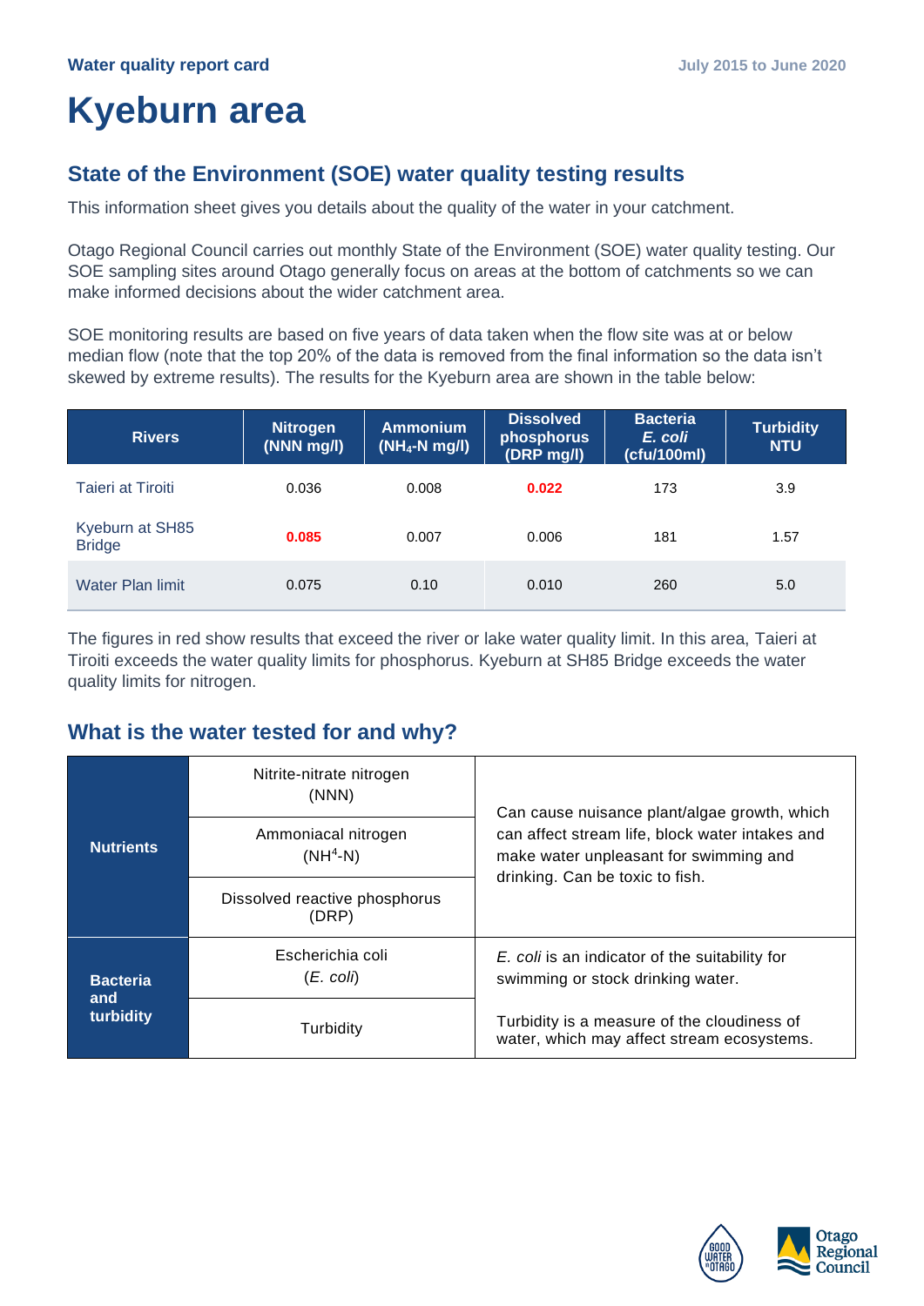**Water quality report card**

July 2015 to June 2020

# Kyeburn area

## State of the Environment (SOE) water quality testing results

This information sheet gives you details about the quality of the water in your catchment.

Otago Regional Council carries out monthly State of the Environment (SOE) water quality testing. Our SOE sampling sites around Otago generally focus on areas at the bottom of catchments so we can make informed decisions about the wider catchment area.

SOE monitoring results are based on five years of data taken when the flow site was at or below median flow (note that the top 20% of the data is removed from the final information so the data isn't skewed by extreme results). The results for the Kyeburn area are shown in the table below:

| Rivers | Nitrogen (NNN mg/l) | Ammonium ($NH_4$-N mg/l) | Dissolved phosphorus (DRP mg/l) | Bacteria *E. coli* (cfu/100ml) | Turbidity NTU |
|---|---|---|---|---|---|
| Taieri at Tiroiti | 0.036 | 0.008 | **0.022** | 173 | 3.9 |
| Kyeburn at SH85 Bridge | **0.085** | 0.007 | 0.006 | 181 | 1.57 |
| Water Plan limit | 0.075 | 0.10 | 0.010 | 260 | 5.0 |

The figures in red show results that exceed the river or lake water quality limit. In this area, Taieri at Tiroiti exceeds the water quality limits for phosphorus. Kyeburn at SH85 Bridge exceeds the water quality limits for nitrogen.

## What is the water tested for and why?

| | | |
|---|---|---|
| **Nutrients** | Nitrite-nitrate nitrogen (NNN) | Can cause nuisance plant/algae growth, which can affect stream life, block water intakes and make water unpleasant for swimming and drinking. Can be toxic to fish. |
| | Ammoniacal nitrogen ($NH^4$-N) | |
| | Dissolved reactive phosphorus (DRP) | |
| **Bacteria and turbidity** | Escherichia coli (*E. coli*) | *E. coli* is an indicator of the suitability for swimming or stock drinking water. |
| | Turbidity | Turbidity is a measure of the cloudiness of water, which may affect stream ecosystems. |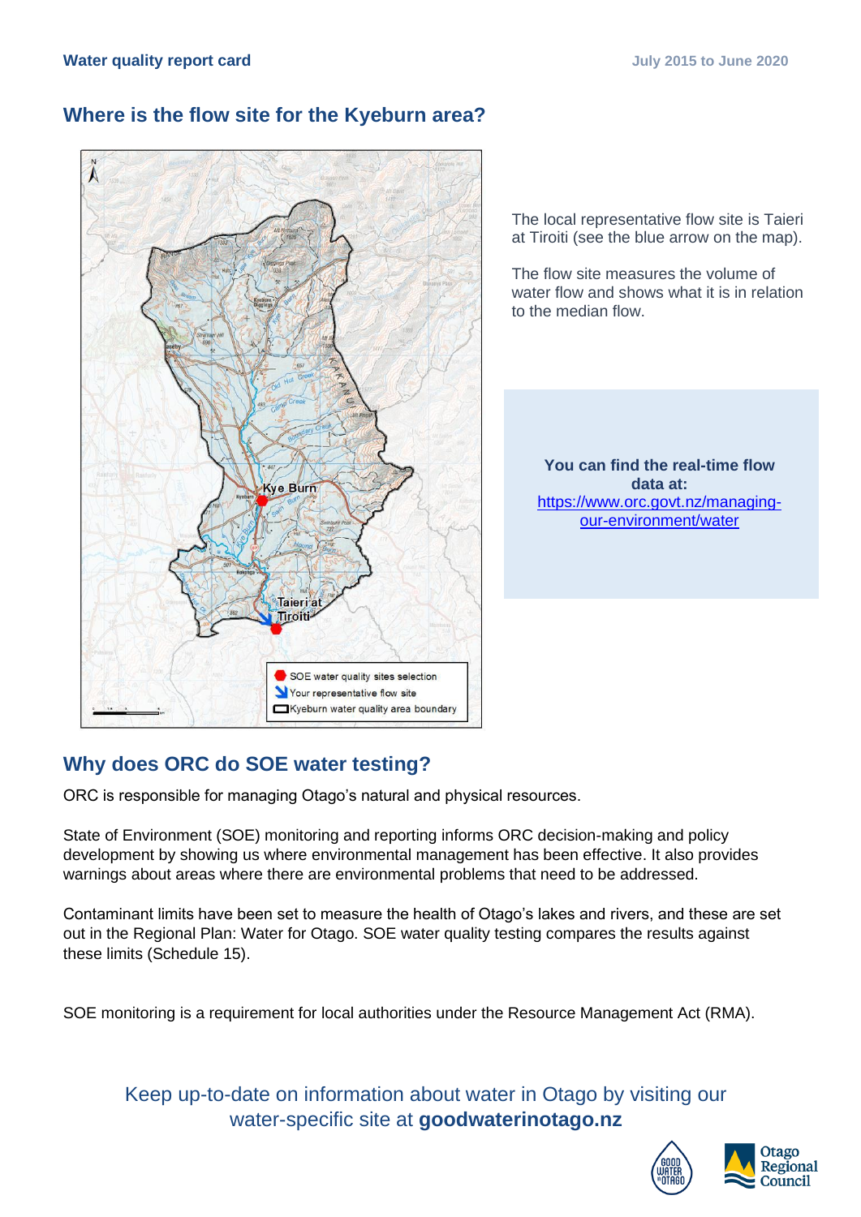## Where is the flow site for the Kyeburn area?

Kye Burn

Taieri at Tiroiti

SOE water quality sites selection

Your representative flow site

Kyeburn water quality area boundary

The local representative flow site is Taieri at Tiroiti (see the blue arrow on the map).

The flow site measures the volume of water flow and shows what it is in relation to the median flow.

**You can find the real-time flow data at:** [https://www.orc.govt.nz/managing-our-environment/water](https://www.orc.govt.nz/managing-our-environment/water)

## Why does ORC do SOE water testing?

ORC is responsible for managing Otago's natural and physical resources.

State of Environment (SOE) monitoring and reporting informs ORC decision-making and policy development by showing us where environmental management has been effective. It also provides warnings about areas where there are environmental problems that need to be addressed.

Contaminant limits have been set to measure the health of Otago's lakes and rivers, and these are set out in the Regional Plan: Water for Otago. SOE water quality testing compares the results against these limits (Schedule 15).

SOE monitoring is a requirement for local authorities under the Resource Management Act (RMA).

Keep up-to-date on information about water in Otago by visiting our water-specific site at **goodwaterinotago.nz**